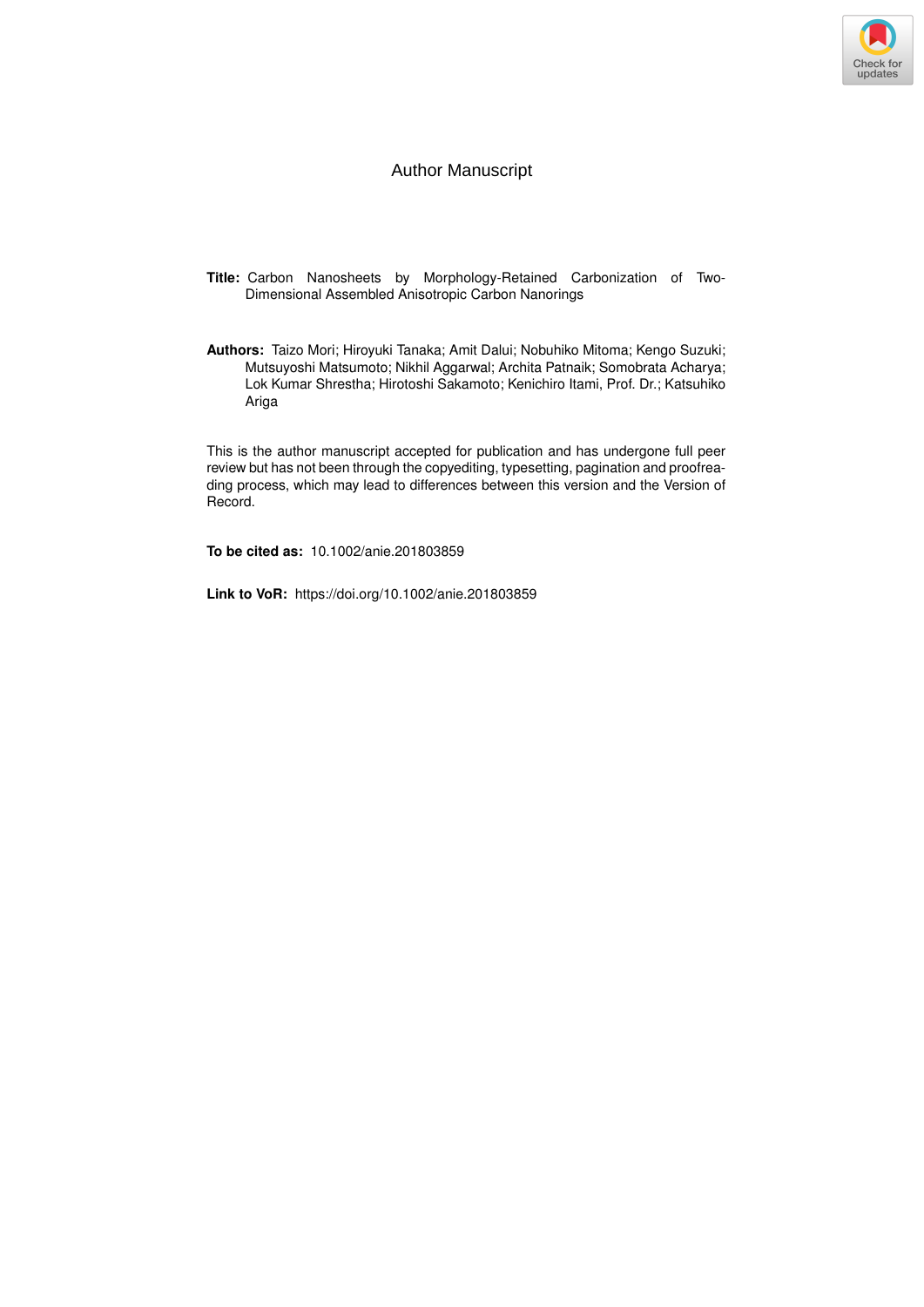Author Manuscript

**Title:** Carbon Nanosheets by Morphology-Retained Carbonization of Two-Dimensional Assembled Anisotropic Carbon Nanorings

**Authors:** Taizo Mori; Hiroyuki Tanaka; Amit Dalui; Nobuhiko Mitoma; Kengo Suzuki; Mutsuyoshi Matsumoto; Nikhil Aggarwal; Archita Patnaik; Somobrata Acharya; Lok Kumar Shrestha; Hirotoshi Sakamoto; Kenichiro Itami, Prof. Dr.; Katsuhiko Ariga

This is the author manuscript accepted for publication and has undergone full peer review but has not been through the copyediting, typesetting, pagination and proofreading process, which may lead to differences between this version and the Version of Record.

**To be cited as:** 10.1002/anie.201803859

**Link to VoR:** https://doi.org/10.1002/anie.201803859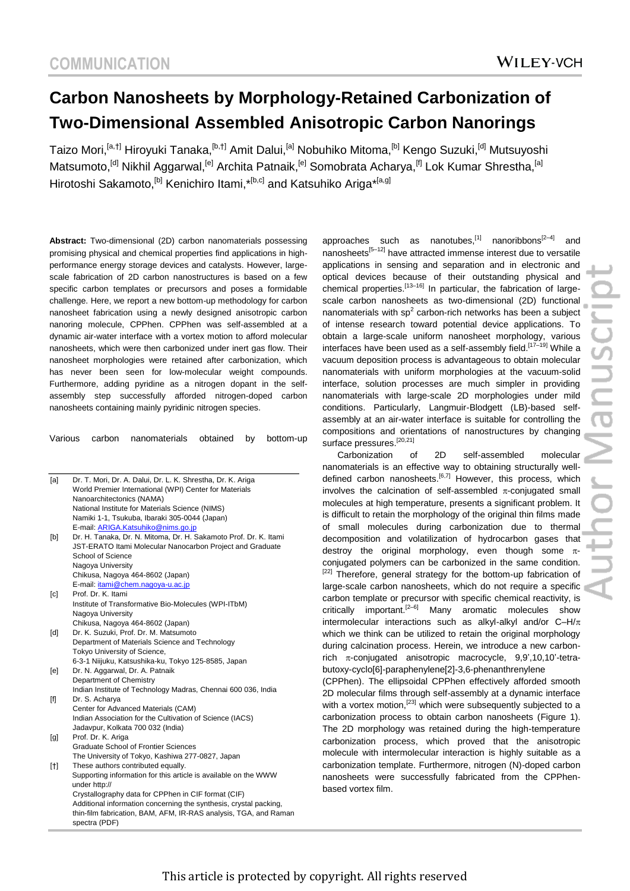# Carbon Nanosheets by Morphology-Retained Carbonization of Two-Dimensional Assembled Anisotropic Carbon Nanorings

Taizo Mori,[a,†] Hiroyuki Tanaka,[b,†] Amit Dalui,[a] Nobuhiko Mitoma,[b] Kengo Suzuki,[d] Mutsuyoshi Matsumoto,[d] Nikhil Aggarwal,[e] Archita Patnaik,[e] Somobrata Acharya,[f] Lok Kumar Shrestha,[a] Hirotoshi Sakamoto,[b] Kenichiro Itami,*[b,c] and Katsuhiko Ariga*[a,g]

**Abstract:** Two-dimensional (2D) carbon nanomaterials possessing promising physical and chemical properties find applications in high-performance energy storage devices and catalysts. However, large-scale fabrication of 2D carbon nanostructures is based on a few specific carbon templates or precursors and poses a formidable challenge. Here, we report a new bottom-up methodology for carbon nanosheet fabrication using a newly designed anisotropic carbon nanoring molecule, CPPhen. CPPhen was self-assembled at a dynamic air-water interface with a vortex motion to afford molecular nanosheets, which were then carbonized under inert gas flow. Their nanosheet morphologies were retained after carbonization, which has never been seen for low-molecular weight compounds. Furthermore, adding pyridine as a nitrogen dopant in the self-assembly step successfully afforded nitrogen-doped carbon nanosheets containing mainly pyridinic nitrogen species.

Various carbon nanomaterials obtained by bottom-up approaches such as nanotubes,[1] nanoribbons[2–4] and nanosheets[5–12] have attracted immense interest due to versatile applications in sensing and separation and in electronic and optical devices because of their outstanding physical and chemical properties.[13–16] In particular, the fabrication of large-scale carbon nanosheets as two-dimensional (2D) functional nanomaterials with $sp^2$ carbon-rich networks has been a subject of intense research toward potential device applications. To obtain a large-scale uniform nanosheet morphology, various interfaces have been used as a self-assembly field.[17–19] While a vacuum deposition process is advantageous to obtain molecular nanomaterials with uniform morphologies at the vacuum-solid interface, solution processes are much simpler in providing nanomaterials with large-scale 2D morphologies under mild conditions. Particularly, Langmuir-Blodgett (LB)-based self-assembly at an air-water interface is suitable for controlling the compositions and orientations of nanostructures by changing surface pressures.[20,21]

Carbonization of 2D self-assembled molecular nanomaterials is an effective way to obtaining structurally well-defined carbon nanosheets.[6,7] However, this process, which involves the calcination of self-assembled $\pi$-conjugated small molecules at high temperature, presents a significant problem. It is difficult to retain the morphology of the original thin films made of small molecules during carbonization due to thermal decomposition and volatilization of hydrocarbon gases that destroy the original morphology, even though some $\pi$-conjugated polymers can be carbonized in the same condition.[22] Therefore, general strategy for the bottom-up fabrication of large-scale carbon nanosheets, which do not require a specific carbon template or precursor with specific chemical reactivity, is critically important.[2–6] Many aromatic molecules show intermolecular interactions such as alkyl-alkyl and/or C–H/$\pi$ which we think can be utilized to retain the original morphology during calcination process. Herein, we introduce a new carbon-rich $\pi$-conjugated anisotropic macrocycle, 9,9',10,10'-tetra-butoxy-cyclo[6]-paraphenylene[2]-3,6-phenanthrenylene (CPPhen). The ellipsoidal CPPhen effectively afforded smooth 2D molecular films through self-assembly at a dynamic interface with a vortex motion,[23] which were subsequently subjected to a carbonization process to obtain carbon nanosheets (Figure 1). The 2D morphology was retained during the high-temperature carbonization process, which proved that the anisotropic molecule with intermolecular interaction is highly suitable as a carbonization template. Furthermore, nitrogen (N)-doped carbon nanosheets were successfully fabricated from the CPPhen-based vortex film.

[a] Dr. T. Mori, Dr. A. Dalui, Dr. L. K. Shrestha, Dr. K. Ariga
World Premier International (WPI) Center for Materials Nanoarchitectonics (NAMA)
National Institute for Materials Science (NIMS)
Namiki 1-1, Tsukuba, Ibaraki 305-0044 (Japan)
E-mail: ARIGA.Katsuhiko@nims.go.jp

[b] Dr. H. Tanaka, Dr. N. Mitoma, Dr. H. Sakamoto Prof. Dr. K. Itami
JST-ERATO Itami Molecular Nanocarbon Project and Graduate School of Science
Nagoya University
Chikusa, Nagoya 464-8602 (Japan)
E-mail: itami@chem.nagoya-u.ac.jp

[c] Prof. Dr. K. Itami
Institute of Transformative Bio-Molecules (WPI-ITbM)
Nagoya University
Chikusa, Nagoya 464-8602 (Japan)

[d] Dr. K. Suzuki, Prof. Dr. M. Matsumoto
Department of Materials Science and Technology
Tokyo University of Science,
6-3-1 Niijuku, Katsushika-ku, Tokyo 125-8585, Japan

[e] Dr. N. Aggarwal, Dr. A. Patnaik
Department of Chemistry
Indian Institute of Technology Madras, Chennai 600 036, India

[f] Dr. S. Acharya
Center for Advanced Materials (CAM)
Indian Association for the Cultivation of Science (IACS)
Jadavpur, Kolkata 700 032 (India)

[g] Prof. Dr. K. Ariga
Graduate School of Frontier Sciences
The University of Tokyo, Kashiwa 277-0827, Japan

[†] These authors contributed equally.
Supporting information for this article is available on the WWW under http://
Crystallography data for CPPhen in CIF format (CIF)
Additional information concerning the synthesis, crystal packing, thin-film fabrication, BAM, AFM, IR-RAS analysis, TGA, and Raman spectra (PDF)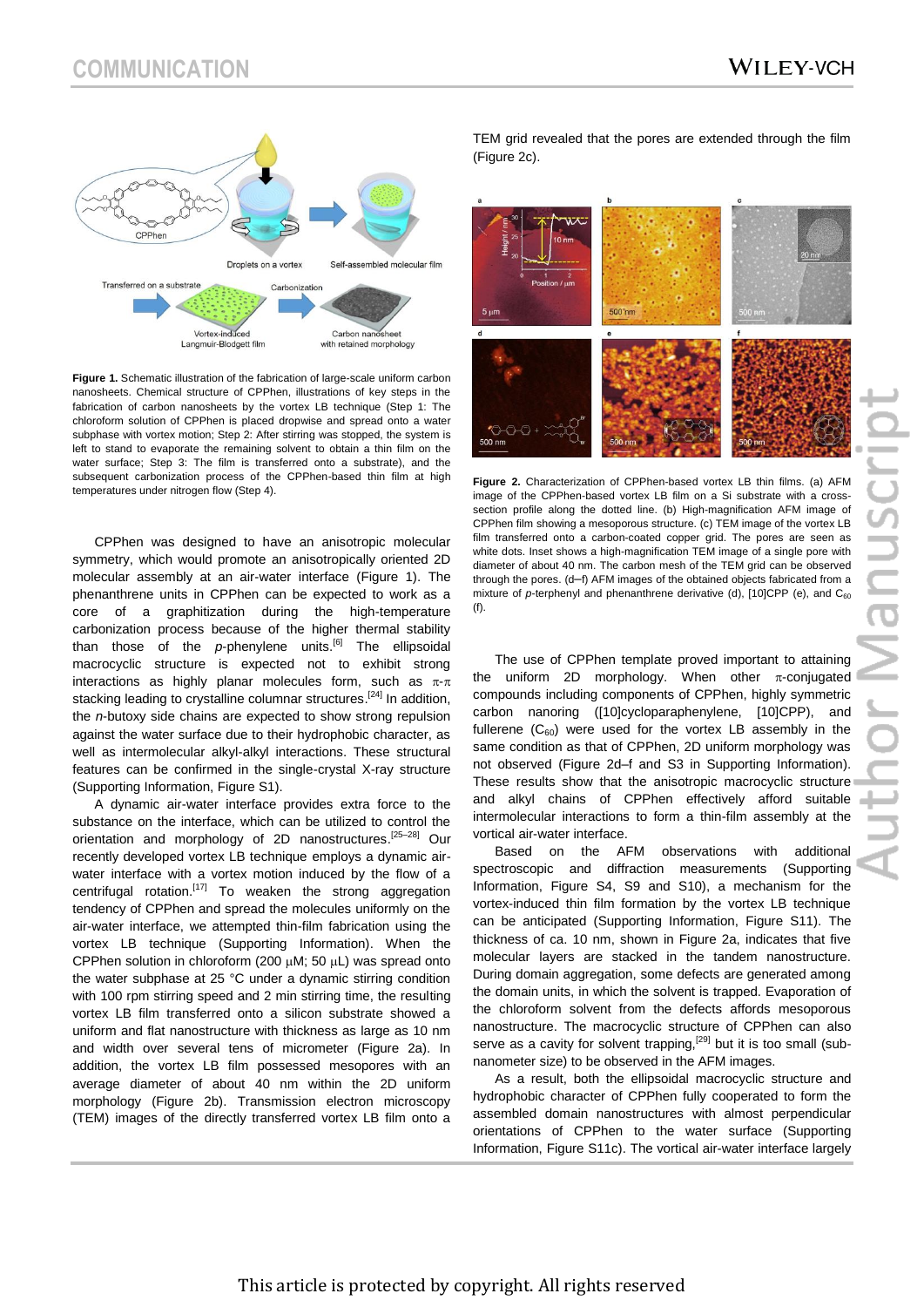**Figure 1.** Schematic illustration of the fabrication of large-scale uniform carbon nanosheets. Chemical structure of CPPhen, illustrations of key steps in the fabrication of carbon nanosheets by the vortex LB technique (Step 1: The chloroform solution of CPPhen is placed dropwise and spread onto a water subphase with vortex motion; Step 2: After stirring was stopped, the system is left to stand to evaporate the remaining solvent to obtain a thin film on the water surface; Step 3: The film is transferred onto a substrate), and the subsequent carbonization process of the CPPhen-based thin film at high temperatures under nitrogen flow (Step 4).

CPPhen was designed to have an anisotropic molecular symmetry, which would promote an anisotropically oriented 2D molecular assembly at an air-water interface (Figure 1). The phenanthrene units in CPPhen can be expected to work as a core of a graphitization during the high-temperature carbonization process because of the higher thermal stability than those of the *p*-phenylene units.[6] The ellipsoidal macrocyclic structure is expected not to exhibit strong interactions as highly planar molecules form, such as π-π stacking leading to crystalline columnar structures.[24] In addition, the *n*-butoxy side chains are expected to show strong repulsion against the water surface due to their hydrophobic character, as well as intermolecular alkyl-alkyl interactions. These structural features can be confirmed in the single-crystal X-ray structure (Supporting Information, Figure S1).

A dynamic air-water interface provides extra force to the substance on the interface, which can be utilized to control the orientation and morphology of 2D nanostructures.[25–28] Our recently developed vortex LB technique employs a dynamic air-water interface with a vortex motion induced by the flow of a centrifugal rotation.[17] To weaken the strong aggregation tendency of CPPhen and spread the molecules uniformly on the air-water interface, we attempted thin-film fabrication using the vortex LB technique (Supporting Information). When the CPPhen solution in chloroform (200 μM; 50 μL) was spread onto the water subphase at 25 °C under a dynamic stirring condition with 100 rpm stirring speed and 2 min stirring time, the resulting vortex LB film transferred onto a silicon substrate showed a uniform and flat nanostructure with thickness as large as 10 nm and width over several tens of micrometer (Figure 2a). In addition, the vortex LB film possessed mesopores with an average diameter of about 40 nm within the 2D uniform morphology (Figure 2b). Transmission electron microscopy (TEM) images of the directly transferred vortex LB film onto a TEM grid revealed that the pores are extended through the film (Figure 2c).

**Figure 2.** Characterization of CPPhen-based vortex LB thin films. (a) AFM image of the CPPhen-based vortex LB film on a Si substrate with a cross-section profile along the dotted line. (b) High-magnification AFM image of CPPhen film showing a mesoporous structure. (c) TEM image of the vortex LB film transferred onto a carbon-coated copper grid. The pores are seen as white dots. Inset shows a high-magnification TEM image of a single pore with diameter of about 40 nm. The carbon mesh of the TEM grid can be observed through the pores. (d–f) AFM images of the obtained objects fabricated from a mixture of *p*-terphenyl and phenanthrene derivative (d), [10]CPP (e), and $C_{60}$ (f).

The use of CPPhen template proved important to attaining the uniform 2D morphology. When other π-conjugated compounds including components of CPPhen, highly symmetric carbon nanoring ([10]cycloparaphenylene, [10]CPP), and fullerene ($C_{60}$) were used for the vortex LB assembly in the same condition as that of CPPhen, 2D uniform morphology was not observed (Figure 2d–f and S3 in Supporting Information). These results show that the anisotropic macrocycle structure and alkyl chains of CPPhen effectively afford suitable intermolecular interactions to form a thin-film assembly at the vortical air-water interface.

Based on the AFM observations with additional spectroscopic and diffraction measurements (Supporting Information, Figure S4, S9 and S10), a mechanism for the vortex-induced thin film formation by the vortex LB technique can be anticipated (Supporting Information, Figure S11). The thickness of ca. 10 nm, shown in Figure 2a, indicates that five molecular layers are stacked in the tandem nanostructure. During domain aggregation, some defects are generated among the domain units, in which the solvent is trapped. Evaporation of the chloroform solvent from the defects affords mesoporous nanostructure. The macrocyclic structure of CPPhen can also serve as a cavity for solvent trapping,[29] but it is too small (sub-nanometer size) to be observed in the AFM images.

As a result, both the ellipsoidal macrocyclic structure and hydrophobic character of CPPhen fully cooperated to form the assembled domain nanostructures with almost perpendicular orientations of CPPhen to the water surface (Supporting Information, Figure S11c). The vortical air-water interface largely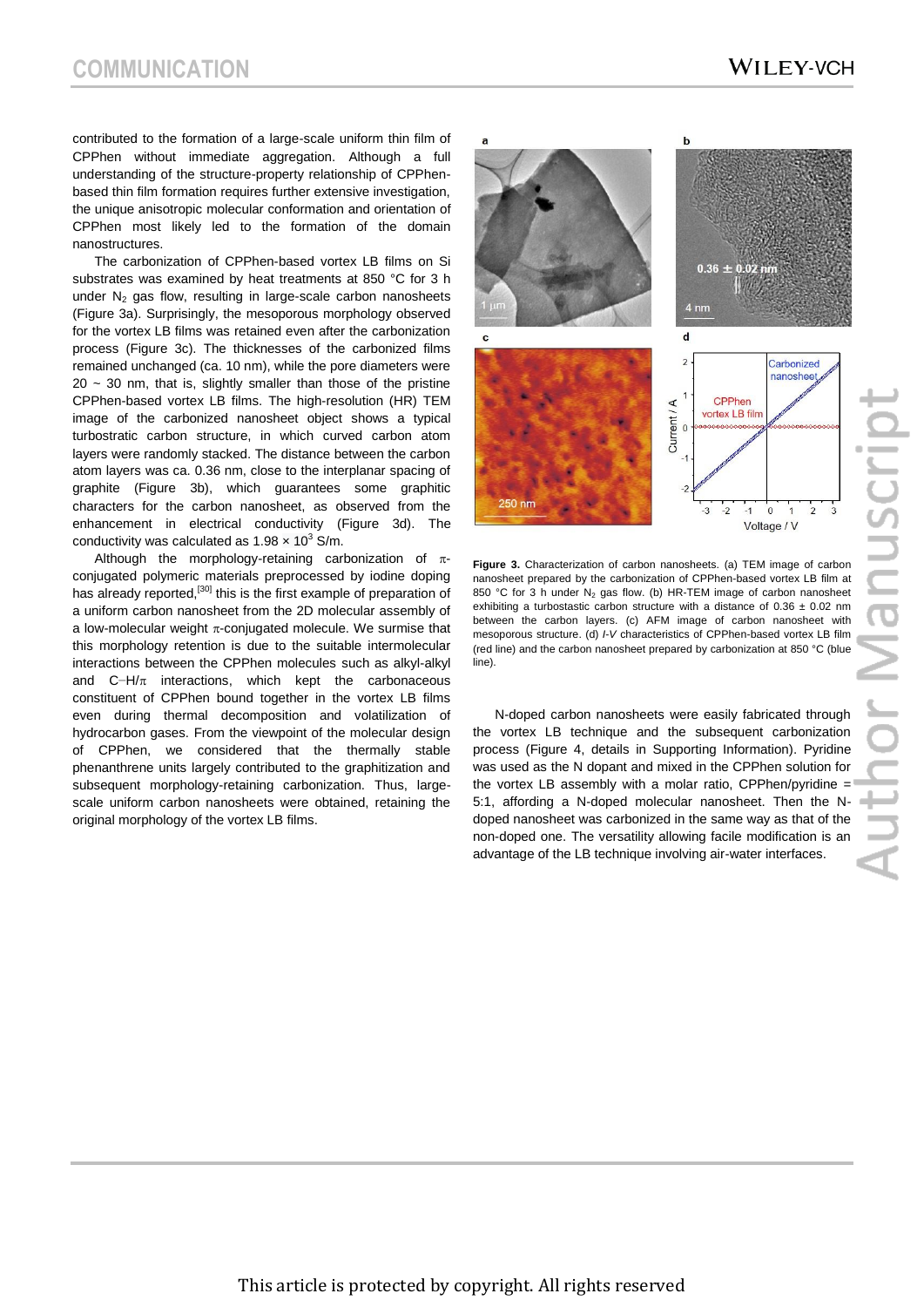contributed to the formation of a large-scale uniform thin film of CPPhen without immediate aggregation. Although a full understanding of the structure-property relationship of CPPhen-based thin film formation requires further extensive investigation, the unique anisotropic molecular conformation and orientation of CPPhen most likely led to the formation of the domain nanostructures.

The carbonization of CPPhen-based vortex LB films on Si substrates was examined by heat treatments at 850 °C for 3 h under $N_2$ gas flow, resulting in large-scale carbon nanosheets (Figure 3a). Surprisingly, the mesoporous morphology observed for the vortex LB films was retained even after the carbonization process (Figure 3c). The thicknesses of the carbonized films remained unchanged (ca. 10 nm), while the pore diameters were 20 ~ 30 nm, that is, slightly smaller than those of the pristine CPPhen-based vortex LB films. The high-resolution (HR) TEM image of the carbonized nanosheet object shows a typical turbostratic carbon structure, in which curved carbon atom layers were randomly stacked. The distance between the carbon atom layers was ca. 0.36 nm, close to the interplanar spacing of graphite (Figure 3b), which guarantees some graphitic characters for the carbon nanosheet, as observed from the enhancement in electrical conductivity (Figure 3d). The conductivity was calculated as $1.98 \times 10^3$ S/m.

Although the morphology-retaining carbonization of π-conjugated polymeric materials preprocessed by iodine doping has already reported,[30] this is the first example of preparation of a uniform carbon nanosheet from the 2D molecular assembly of a low-molecular weight π-conjugated molecule. We surmise that this morphology retention is due to the suitable intermolecular interactions between the CPPhen molecules such as alkyl-alkyl and C–H/π interactions, which kept the carbonaceous constituent of CPPhen bound together in the vortex LB films even during thermal decomposition and volatilization of hydrocarbon gases. From the viewpoint of the molecular design of CPPhen, we considered that the thermally stable phenanthrene units largely contributed to the graphitization and subsequent morphology-retaining carbonization. Thus, large-scale uniform carbon nanosheets were obtained, retaining the original morphology of the vortex LB films.

**Figure 3.** Characterization of carbon nanosheets. (a) TEM image of carbon nanosheet prepared by the carbonization of CPPhen-based vortex LB film at 850 °C for 3 h under $N_2$ gas flow. (b) HR-TEM image of carbon nanosheet exhibiting a turbostastic carbon structure with a distance of 0.36 ± 0.02 nm between the carbon layers. (c) AFM image of carbon nanosheet with mesoporous structure. (d) *I-V* characteristics of CPPhen-based vortex LB film (red line) and the carbon nanosheet prepared by carbonization at 850 °C (blue line).

N-doped carbon nanosheets were easily fabricated through the vortex LB technique and the subsequent carbonization process (Figure 4, details in Supporting Information). Pyridine was used as the N dopant and mixed in the CPPhen solution for the vortex LB assembly with a molar ratio, CPPhen/pyridine = 5:1, affording a N-doped molecular nanosheet. Then the N-doped nanosheet was carbonized in the same way as that of the non-doped one. The versatility allowing facile modification is an advantage of the LB technique involving air-water interfaces.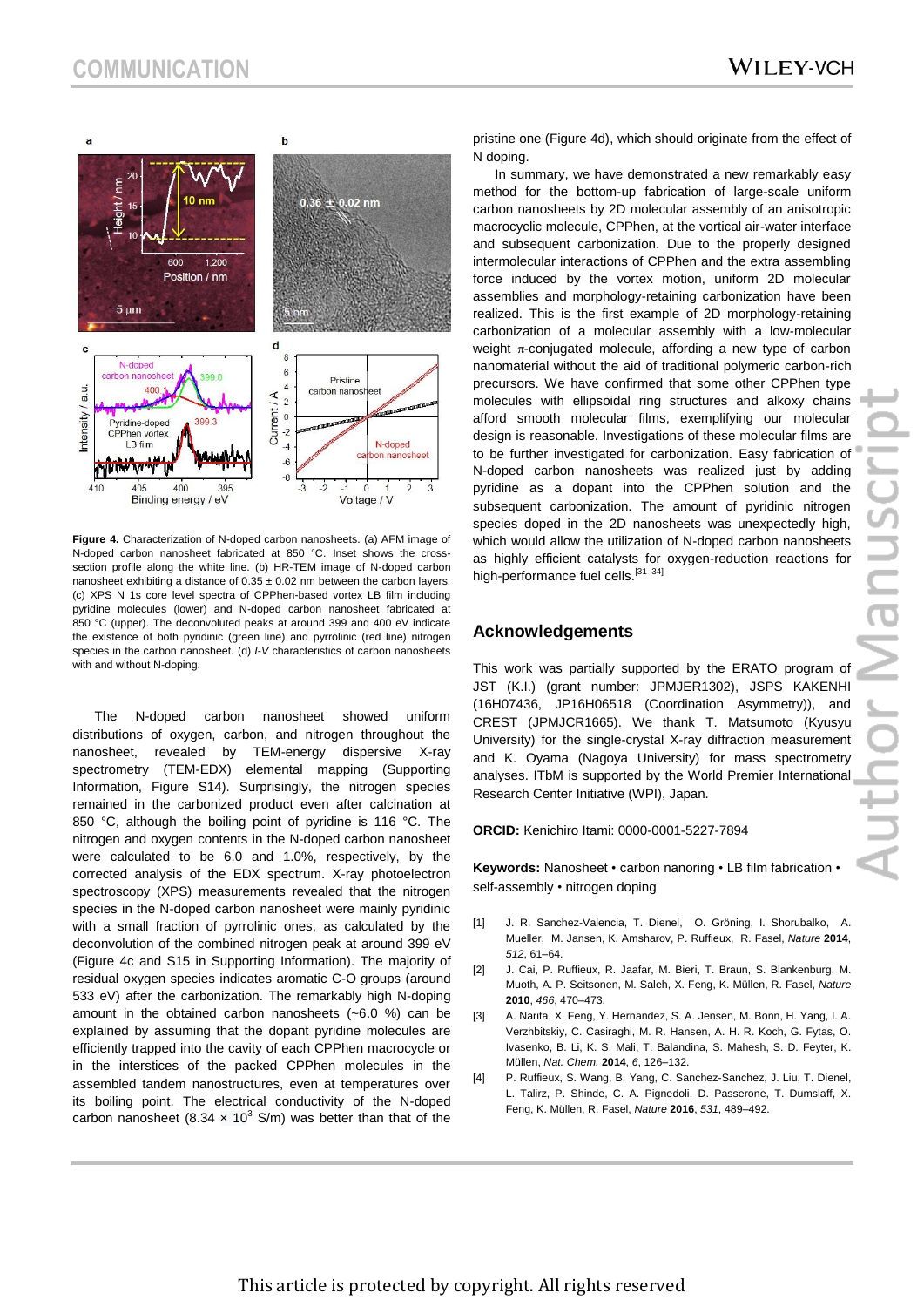**Figure 4.** Characterization of N-doped carbon nanosheets. (a) AFM image of N-doped carbon nanosheet fabricated at 850 °C. Inset shows the cross-section profile along the white line. (b) HR-TEM image of N-doped carbon nanosheet exhibiting a distance of 0.35 ± 0.02 nm between the carbon layers. (c) XPS N 1s core level spectra of CPPhen-based vortex LB film including pyridine molecules (lower) and N-doped carbon nanosheet fabricated at 850 °C (upper). The deconvoluted peaks at around 399 and 400 eV indicate the existence of both pyridinic (green line) and pyrrolinic (red line) nitrogen species in the carbon nanosheet. (d) *I-V* characteristics of carbon nanosheets with and without N-doping.

The N-doped carbon nanosheet showed uniform distributions of oxygen, carbon, and nitrogen throughout the nanosheet, revealed by TEM-energy dispersive X-ray spectrometry (TEM-EDX) elemental mapping (Supporting Information, Figure S14). Surprisingly, the nitrogen species remained in the carbonized product even after calcination at 850 °C, although the boiling point of pyridine is 116 °C. The nitrogen and oxygen contents in the N-doped carbon nanosheet were calculated to be 6.0 and 1.0%, respectively, by the corrected analysis of the EDX spectrum. X-ray photoelectron spectroscopy (XPS) measurements revealed that the nitrogen species in the N-doped carbon nanosheet were mainly pyridinic with a small fraction of pyrrolinic ones, as calculated by the deconvolution of the combined nitrogen peak at around 399 eV (Figure 4c and S15 in Supporting Information). The majority of residual oxygen species indicates aromatic C-O groups (around 533 eV) after the carbonization. The remarkably high N-doping amount in the obtained carbon nanosheets (~6.0 %) can be explained by assuming that the dopant pyridine molecules are efficiently trapped into the cavity of each CPPhen macrocycle or in the interstices of the packed CPPhen molecules in the assembled tandem nanostructures, even at temperatures over its boiling point. The electrical conductivity of the N-doped carbon nanosheet ($8.34 \times 10^3$ S/m) was better than that of the pristine one (Figure 4d), which should originate from the effect of N doping.

In summary, we have demonstrated a new remarkably easy method for the bottom-up fabrication of large-scale uniform carbon nanosheets by 2D molecular assembly of an anisotropic macrocyclic molecule, CPPhen, at the vortical air-water interface and subsequent carbonization. Due to the properly designed intermolecular interactions of CPPhen and the extra assembling force induced by the vortex motion, uniform 2D molecular assemblies and morphology-retaining carbonization have been realized. This is the first example of 2D morphology-retaining carbonization of a molecular assembly with a low-molecular weight $\pi$-conjugated molecule, affording a new type of carbon nanomaterial without the aid of traditional polymeric carbon-rich precursors. We have confirmed that some other CPPhen type molecules with ellipsoidal ring structures and alkoxy chains afford smooth molecular films, exemplifying our molecular design is reasonable. Investigations of these molecular films are to be further investigated for carbonization. Easy fabrication of N-doped carbon nanosheets was realized just by adding pyridine as a dopant into the CPPhen solution and the subsequent carbonization. The amount of pyridinic nitrogen species doped in the 2D nanosheets was unexpectedly high, which would allow the utilization of N-doped carbon nanosheets as highly efficient catalysts for oxygen-reduction reactions for high-performance fuel cells.[31–34]

## Acknowledgements

This work was partially supported by the ERATO program of JST (K.I.) (grant number: JPMJER1302), JSPS KAKENHI (16H07436, JP16H06518 (Coordination Asymmetry)), and CREST (JPMJCR1665). We thank T. Matsumoto (Kyusyu University) for the single-crystal X-ray diffraction measurement and K. Oyama (Nagoya University) for mass spectrometry analyses. ITbM is supported by the World Premier International Research Center Initiative (WPI), Japan.

**ORCID:** Kenichiro Itami: 0000-0001-5227-7894

**Keywords:** Nanosheet • carbon nanoring • LB film fabrication • self-assembly • nitrogen doping

[1] J. R. Sanchez-Valencia, T. Dienel, O. Gröning, I. Shorubalko, A. Mueller, M. Jansen, K. Amsharov, P. Ruffieux, R. Fasel, *Nature* **2014**, *512*, 61–64.

[2] J. Cai, P. Ruffieux, R. Jaafar, M. Bieri, T. Braun, S. Blankenburg, M. Muoth, A. P. Seitsonen, M. Saleh, X. Feng, K. Müllen, R. Fasel, *Nature* **2010**, *466*, 470–473.

[3] A. Narita, X. Feng, Y. Hernandez, S. A. Jensen, M. Bonn, H. Yang, I. A. Verzhbitskiy, C. Casiraghi, M. R. Hansen, A. H. R. Koch, G. Fytas, O. Ivasenko, B. Li, K. S. Mali, T. Balandina, S. Mahesh, S. D. Feyter, K. Müllen, *Nat. Chem.* **2014**, *6*, 126–132.

[4] P. Ruffieux, S. Wang, B. Yang, C. Sanchez-Sanchez, J. Liu, T. Dienel, L. Talirz, P. Shinde, C. A. Pignedoli, D. Passerone, T. Dumslaff, X. Feng, K. Müllen, R. Fasel, *Nature* **2016**, *531*, 489–492.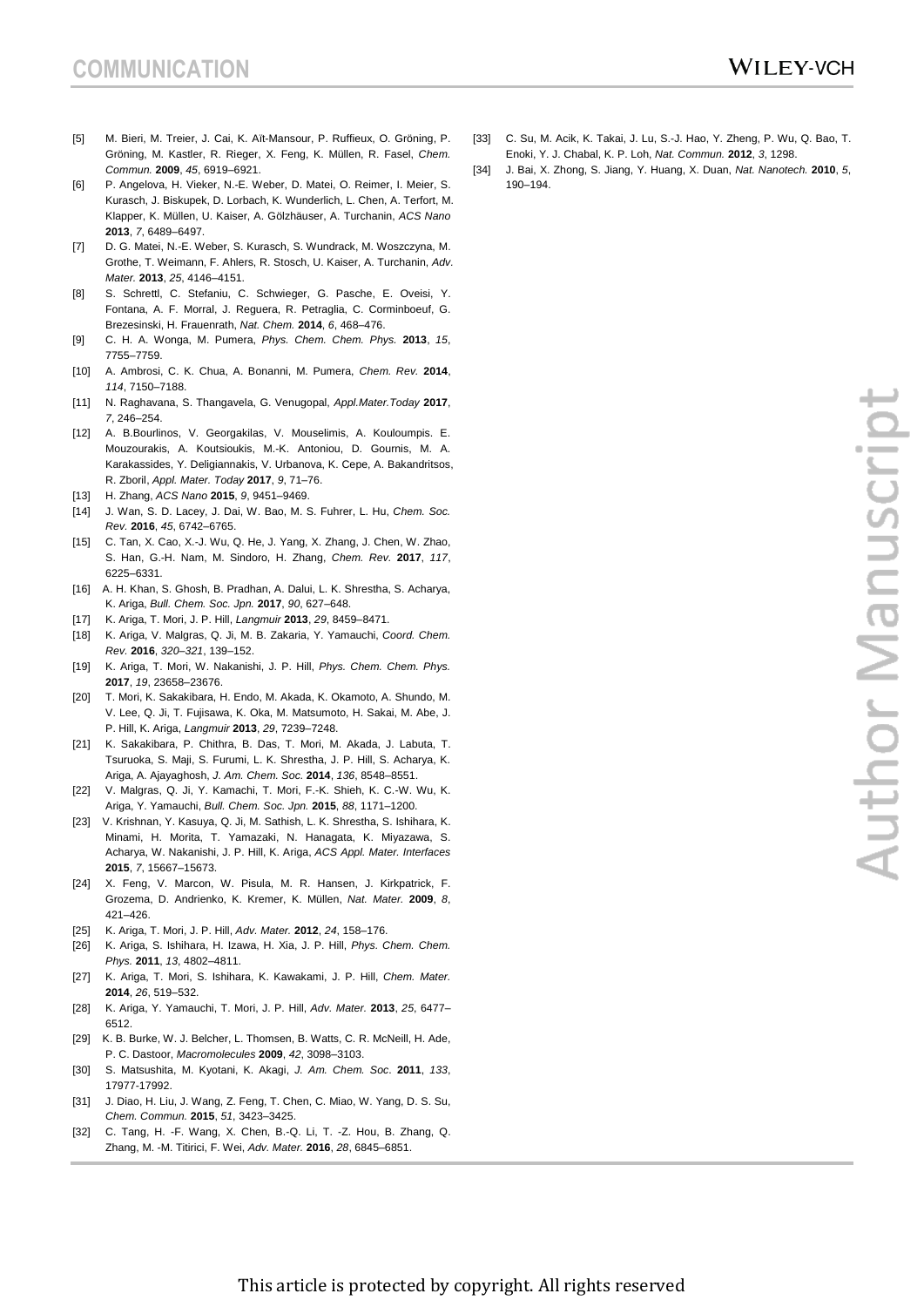[5] M. Bieri, M. Treier, J. Cai, K. Aït-Mansour, P. Ruffieux, O. Gröning, P. Gröning, M. Kastler, R. Rieger, X. Feng, K. Müllen, R. Fasel, *Chem. Commun.* **2009**, *45*, 6919–6921.

[6] P. Angelova, H. Vieker, N.-E. Weber, D. Matei, O. Reimer, I. Meier, S. Kurasch, J. Biskupek, D. Lorbach, K. Wunderlich, L. Chen, A. Terfort, M. Klapper, K. Müllen, U. Kaiser, A. Gölzhäuser, A. Turchanin, *ACS Nano* **2013**, *7*, 6489–6497.

[7] D. G. Matei, N.-E. Weber, S. Kurasch, S. Wundrack, M. Woszczyna, M. Grothe, T. Weimann, F. Ahlers, R. Stosch, U. Kaiser, A. Turchanin, *Adv. Mater.* **2013**, *25*, 4146–4151.

[8] S. Schrettl, C. Stefaniu, C. Schwieger, G. Pasche, E. Oveisi, Y. Fontana, A. F. Morral, J. Reguera, R. Petraglia, C. Corminboeuf, G. Brezesinski, H. Frauenrath, *Nat. Chem.* **2014**, *6*, 468–476.

[9] C. H. A. Wonga, M. Pumera, *Phys. Chem. Chem. Phys.* **2013**, *15*, 7755–7759.

[10] A. Ambrosi, C. K. Chua, A. Bonanni, M. Pumera, *Chem. Rev.* **2014**, *114*, 7150–7188.

[11] N. Raghavana, S. Thangavela, G. Venugopal, *Appl.Mater.Today* **2017**, *7*, 246–254.

[12] A. B.Bourlinos, V. Georgakilas, V. Mouselimis, A. Kouloumpis. E. Mouzourakis, A. Koutsioukis, M.-K. Antoniou, D. Gournis, M. A. Karakassides, Y. Deligiannakis, V. Urbanova, K. Cepe, A. Bakandritsos, R. Zboril, *Appl. Mater. Today* **2017**, *9*, 71–76.

[13] H. Zhang, *ACS Nano* **2015**, *9*, 9451–9469.

[14] J. Wan, S. D. Lacey, J. Dai, W. Bao, M. S. Fuhrer, L. Hu, *Chem. Soc. Rev.* **2016**, *45*, 6742–6765.

[15] C. Tan, X. Cao, X.-J. Wu, Q. He, J. Yang, X. Zhang, J. Chen, W. Zhao, S. Han, G.-H. Nam, M. Sindoro, H. Zhang, *Chem. Rev.* **2017**, *117*, 6225–6331.

[16] A. H. Khan, S. Ghosh, B. Pradhan, A. Dalui, L. K. Shrestha, S. Acharya, K. Ariga, *Bull. Chem. Soc. Jpn.* **2017**, *90*, 627–648.

[17] K. Ariga, T. Mori, J. P. Hill, *Langmuir* **2013**, *29*, 8459–8471.

[18] K. Ariga, V. Malgras, Q. Ji, M. B. Zakaria, Y. Yamauchi, *Coord. Chem. Rev.* **2016**, *320–321*, 139–152.

[19] K. Ariga, T. Mori, W. Nakanishi, J. P. Hill, *Phys. Chem. Chem. Phys.* **2017**, *19*, 23658–23676.

[20] T. Mori, K. Sakakibara, H. Endo, M. Akada, K. Okamoto, A. Shundo, M. V. Lee, Q. Ji, T. Fujisawa, K. Oka, M. Matsumoto, H. Sakai, M. Abe, J. P. Hill, K. Ariga, *Langmuir* **2013**, *29*, 7239–7248.

[21] K. Sakakibara, P. Chithra, B. Das, T. Mori, M. Akada, J. Labuta, T. Tsuruoka, S. Maji, S. Furumi, L. K. Shrestha, J. P. Hill, S. Acharya, K. Ariga, A. Ajayaghosh, *J. Am. Chem. Soc.* **2014**, *136*, 8548–8551.

[22] V. Malgras, Q. Ji, Y. Kamachi, T. Mori, F.-K. Shieh, K. C.-W. Wu, K. Ariga, Y. Yamauchi, *Bull. Chem. Soc. Jpn.* **2015**, *88*, 1171–1200.

[23] V. Krishnan, Y. Kasuya, Q. Ji, M. Sathish, L. K. Shrestha, S. Ishihara, K. Minami, H. Morita, T. Yamazaki, N. Hanagata, K. Miyazawa, S. Acharya, W. Nakanishi, J. P. Hill, K. Ariga, *ACS Appl. Mater. Interfaces* **2015**, *7*, 15667–15673.

[24] X. Feng, V. Marcon, W. Pisula, M. R. Hansen, J. Kirkpatrick, F. Grozema, D. Andrienko, K. Kremer, K. Müllen, *Nat. Mater.* **2009**, *8*, 421–426.

[25] K. Ariga, T. Mori, J. P. Hill, *Adv. Mater.* **2012**, *24*, 158–176.

[26] K. Ariga, S. Ishihara, H. Izawa, H. Xia, J. P. Hill, *Phys. Chem. Chem. Phys.* **2011**, *13*, 4802–4811.

[27] K. Ariga, T. Mori, S. Ishihara, K. Kawakami, J. P. Hill, *Chem. Mater.* **2014**, *26*, 519–532.

[28] K. Ariga, Y. Yamauchi, T. Mori, J. P. Hill, *Adv. Mater.* **2013**, *25*, 6477–6512.

[29] K. B. Burke, W. J. Belcher, L. Thomsen, B. Watts, C. R. McNeill, H. Ade, P. C. Dastoor, *Macromolecules* **2009**, *42*, 3098–3103.

[30] S. Matsushita, M. Kyotani, K. Akagi, *J. Am. Chem. Soc*. **2011**, *133*, 17977-17992.

[31] J. Diao, H. Liu, J. Wang, Z. Feng, T. Chen, C. Miao, W. Yang, D. S. Su, *Chem. Commun.* **2015**, *51*, 3423–3425.

[32] C. Tang, H. -F. Wang, X. Chen, B.-Q. Li, T. -Z. Hou, B. Zhang, Q. Zhang, M. -M. Titirici, F. Wei, *Adv. Mater.* **2016**, *28*, 6845–6851.

[33] C. Su, M. Acik, K. Takai, J. Lu, S.-J. Hao, Y. Zheng, P. Wu, Q. Bao, T. Enoki, Y. J. Chabal, K. P. Loh, *Nat. Commun.* **2012**, *3*, 1298.

[34] J. Bai, X. Zhong, S. Jiang, Y. Huang, X. Duan, *Nat. Nanotech.* **2010**, *5*, 190–194.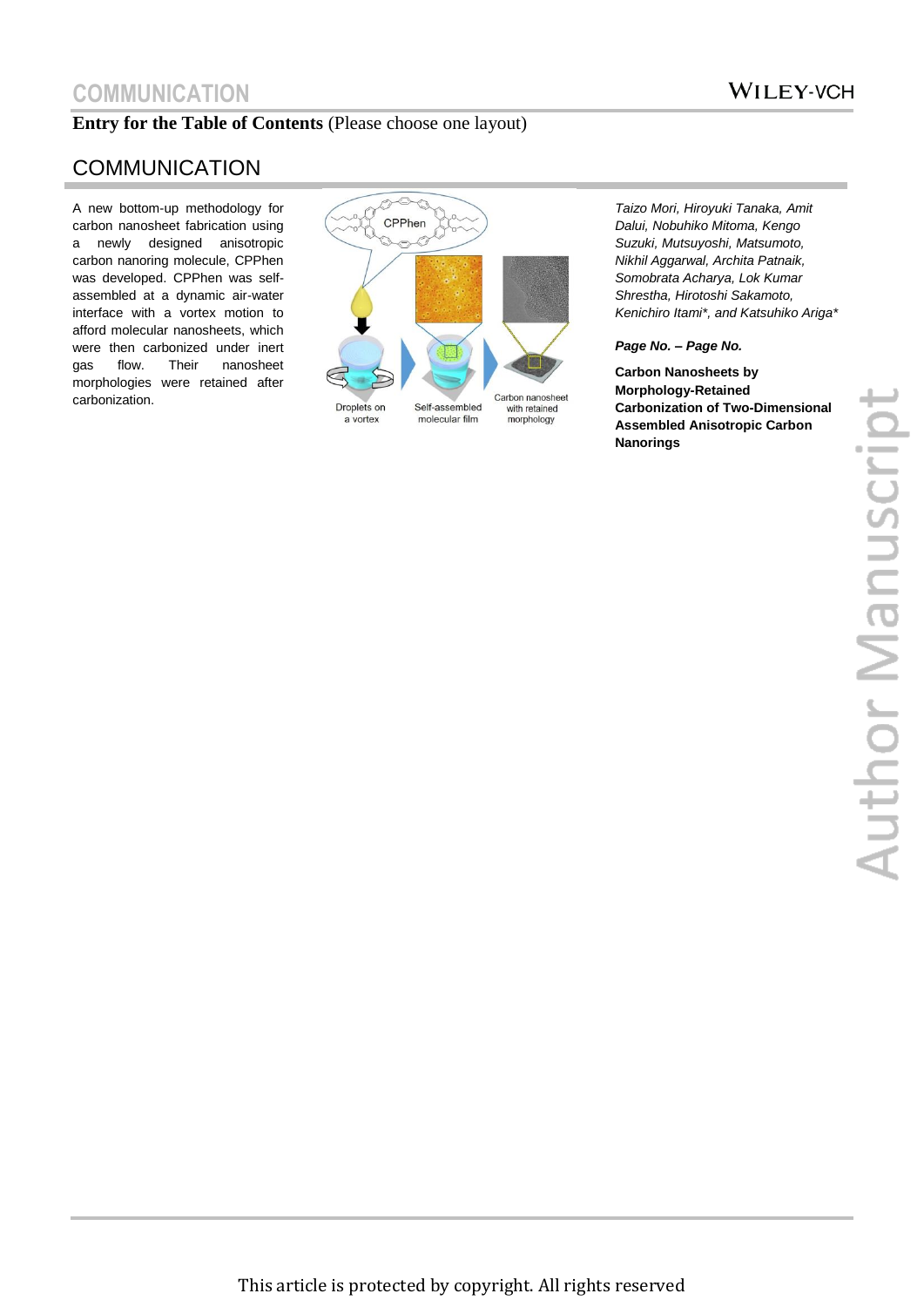## Entry for the Table of Contents (Please choose one layout)

## COMMUNICATION

A new bottom-up methodology for carbon nanosheet fabrication using a newly designed anisotropic carbon nanoring molecule, CPPhen was developed. CPPhen was self-assembled at a dynamic air-water interface with a vortex motion to afford molecular nanosheets, which were then carbonized under inert gas flow. Their nanosheet morphologies were retained after carbonization.

CPPhen

Droplets on a vortex

Self-assembled molecular film

Carbon nanosheet with retained morphology

*Taizo Mori, Hiroyuki Tanaka, Amit Dalui, Nobuhiko Mitoma, Kengo Suzuki, Mutsuyoshi, Matsumoto, Nikhil Aggarwal, Archita Patnaik, Somobrata Acharya, Lok Kumar Shrestha, Hirotoshi Sakamoto, Kenichiro Itami\*, and Katsuhiko Ariga\**

***Page No. – Page No.***

**Carbon Nanosheets by Morphology-Retained Carbonization of Two-Dimensional Assembled Anisotropic Carbon Nanorings**